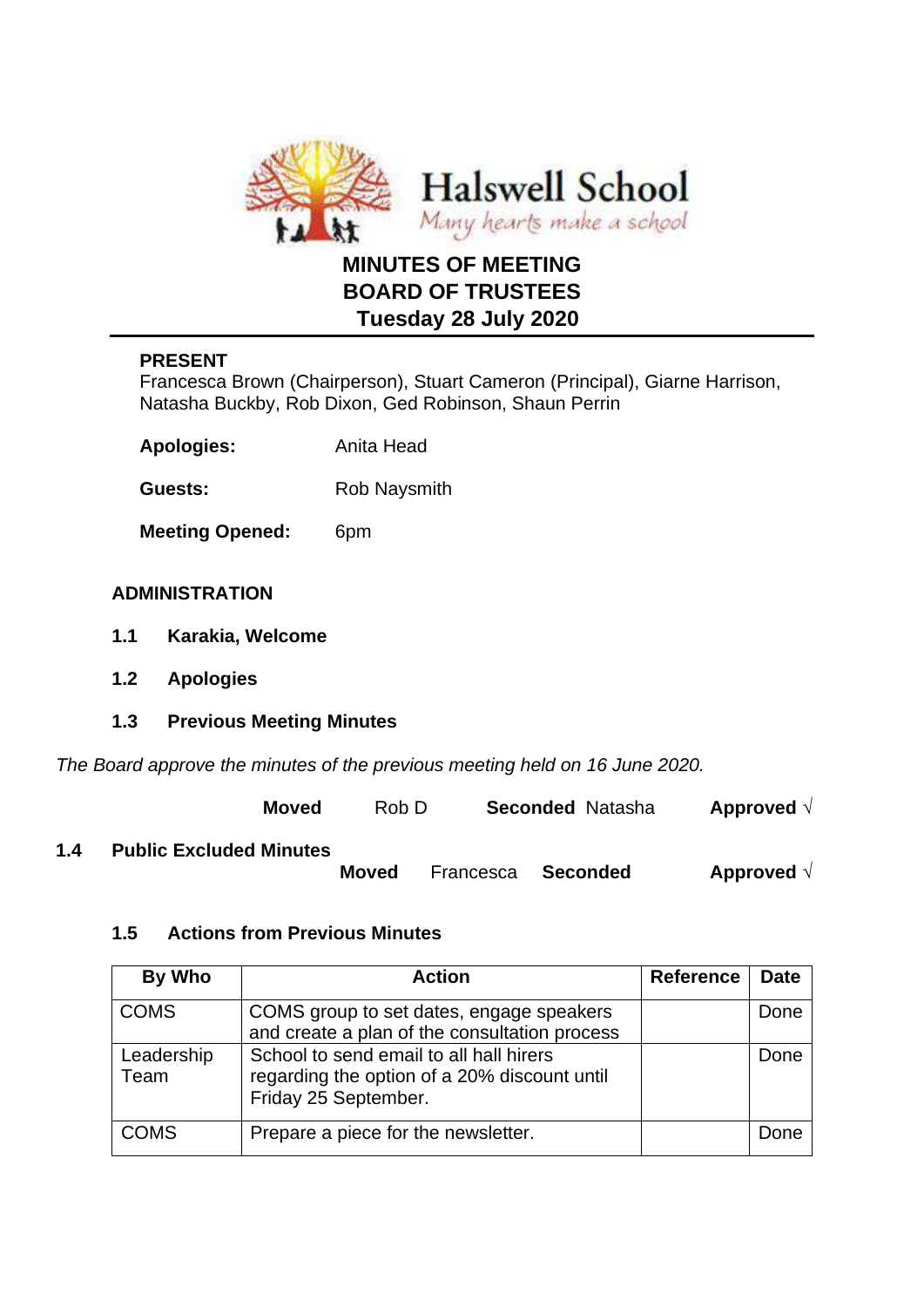Halswell School

*Many hearts make a school*

# MINUTES OF MEETING
# BOARD OF TRUSTEES
# Tuesday 28 July 2020

**PRESENT**

Francesca Brown (Chairperson), Stuart Cameron (Principal), Giarne Harrison, Natasha Buckby, Rob Dixon, Ged Robinson, Shaun Perrin

**Apologies:** Anita Head

**Guests:** Rob Naysmith

**Meeting Opened:** 6pm

## ADMINISTRATION

**1.1 Karakia, Welcome**

**1.2 Apologies**

**1.3 Previous Meeting Minutes**

*The Board approve the minutes of the previous meeting held on 16 June 2020.*

**Moved** Rob D **Seconded** Natasha **Approved** √

**1.4 Public Excluded Minutes**

**Moved** Francesca **Seconded** **Approved** √

**1.5 Actions from Previous Minutes**

| By Who | Action | Reference | Date |
|---|---|---|---|
| COMS | COMS group to set dates, engage speakers and create a plan of the consultation process | | Done |
| Leadership Team | School to send email to all hall hirers regarding the option of a 20% discount until Friday 25 September. | | Done |
| COMS | Prepare a piece for the newsletter. | | Done |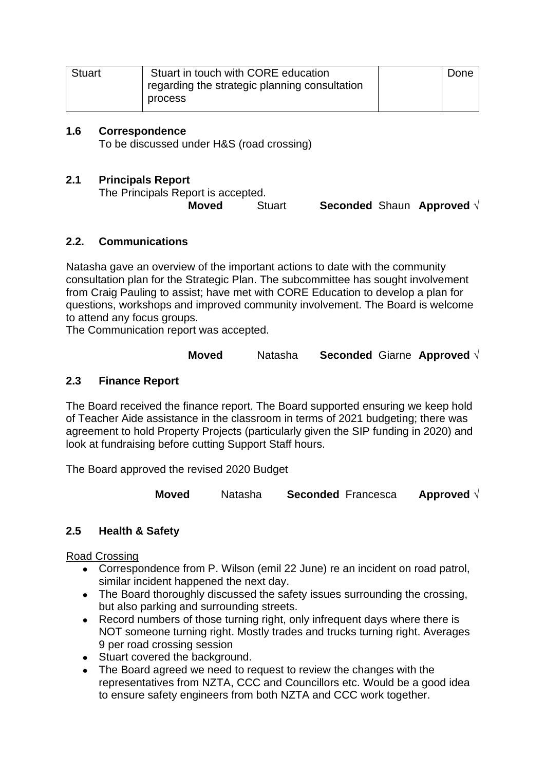| Stuart | Stuart in touch with CORE education regarding the strategic planning consultation process | | Done |
|---|---|---|---|

**1.6 Correspondence**

To be discussed under H&S (road crossing)

**2.1 Principals Report**

The Principals Report is accepted.

**Moved** Stuart **Seconded** Shaun **Approved** √

**2.2. Communications**

Natasha gave an overview of the important actions to date with the community consultation plan for the Strategic Plan. The subcommittee has sought involvement from Craig Pauling to assist; have met with CORE Education to develop a plan for questions, workshops and improved community involvement. The Board is welcome to attend any focus groups.

The Communication report was accepted.

**Moved** Natasha **Seconded** Giarne **Approved** √

**2.3 Finance Report**

The Board received the finance report. The Board supported ensuring we keep hold of Teacher Aide assistance in the classroom in terms of 2021 budgeting; there was agreement to hold Property Projects (particularly given the SIP funding in 2020) and look at fundraising before cutting Support Staff hours.

The Board approved the revised 2020 Budget

**Moved** Natasha **Seconded** Francesca **Approved** √

**2.5 Health & Safety**

Road Crossing

- Correspondence from P. Wilson (emil 22 June) re an incident on road patrol, similar incident happened the next day.
- The Board thoroughly discussed the safety issues surrounding the crossing, but also parking and surrounding streets.
- Record numbers of those turning right, only infrequent days where there is NOT someone turning right. Mostly trades and trucks turning right. Averages 9 per road crossing session
- Stuart covered the background.
- The Board agreed we need to request to review the changes with the representatives from NZTA, CCC and Councillors etc. Would be a good idea to ensure safety engineers from both NZTA and CCC work together.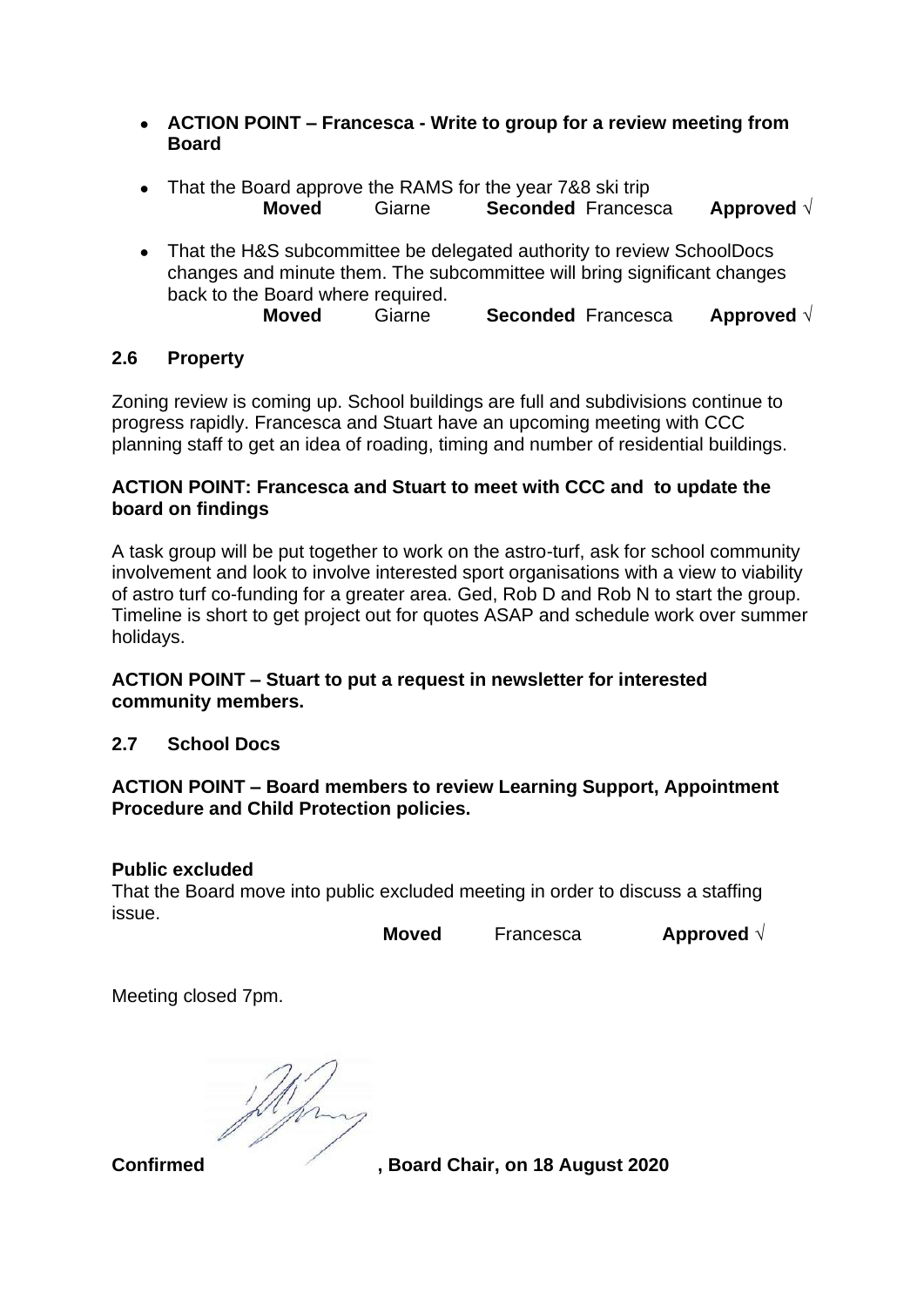- **ACTION POINT – Francesca - Write to group for a review meeting from Board**

- That the Board approve the RAMS for the year 7&8 ski trip
  **Moved** Giarne **Seconded** Francesca **Approved** √

- That the H&S subcommittee be delegated authority to review SchoolDocs changes and minute them. The subcommittee will bring significant changes back to the Board where required.
  **Moved** Giarne **Seconded** Francesca **Approved** √

## 2.6 Property

Zoning review is coming up. School buildings are full and subdivisions continue to progress rapidly. Francesca and Stuart have an upcoming meeting with CCC planning staff to get an idea of roading, timing and number of residential buildings.

**ACTION POINT: Francesca and Stuart to meet with CCC and to update the board on findings**

A task group will be put together to work on the astro-turf, ask for school community involvement and look to involve interested sport organisations with a view to viability of astro turf co-funding for a greater area. Ged, Rob D and Rob N to start the group. Timeline is short to get project out for quotes ASAP and schedule work over summer holidays.

**ACTION POINT – Stuart to put a request in newsletter for interested community members.**

## 2.7 School Docs

**ACTION POINT – Board members to review Learning Support, Appointment Procedure and Child Protection policies.**

**Public excluded**

That the Board move into public excluded meeting in order to discuss a staffing issue.

**Moved** Francesca **Approved** √

Meeting closed 7pm.

**Confirmed** , **Board Chair, on 18 August 2020**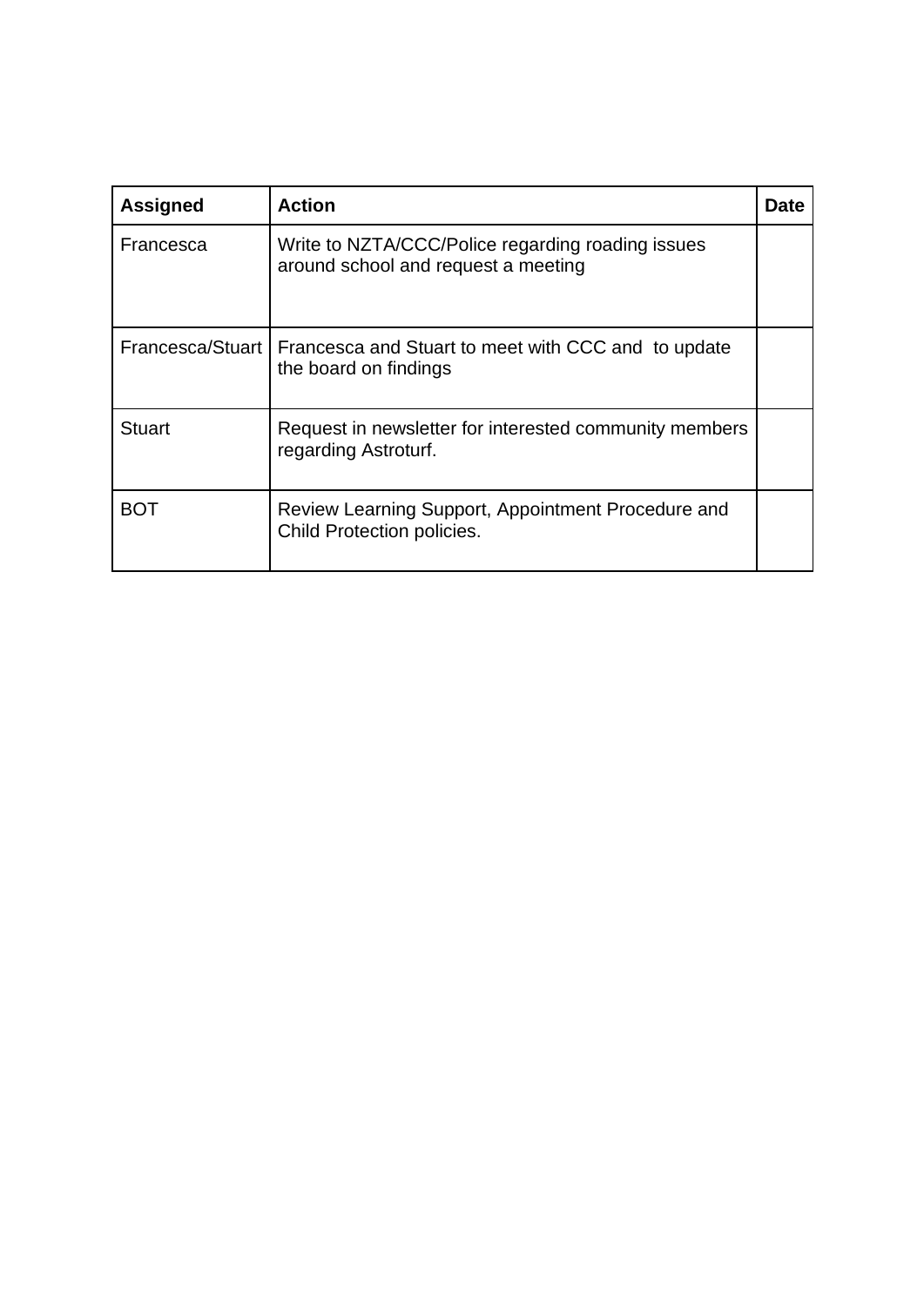| Assigned | Action | Date |
|---|---|---|
| Francesca | Write to NZTA/CCC/Police regarding roading issues around school and request a meeting | |
| Francesca/Stuart | Francesca and Stuart to meet with CCC and to update the board on findings | |
| Stuart | Request in newsletter for interested community members regarding Astroturf. | |
| BOT | Review Learning Support, Appointment Procedure and Child Protection policies. | |